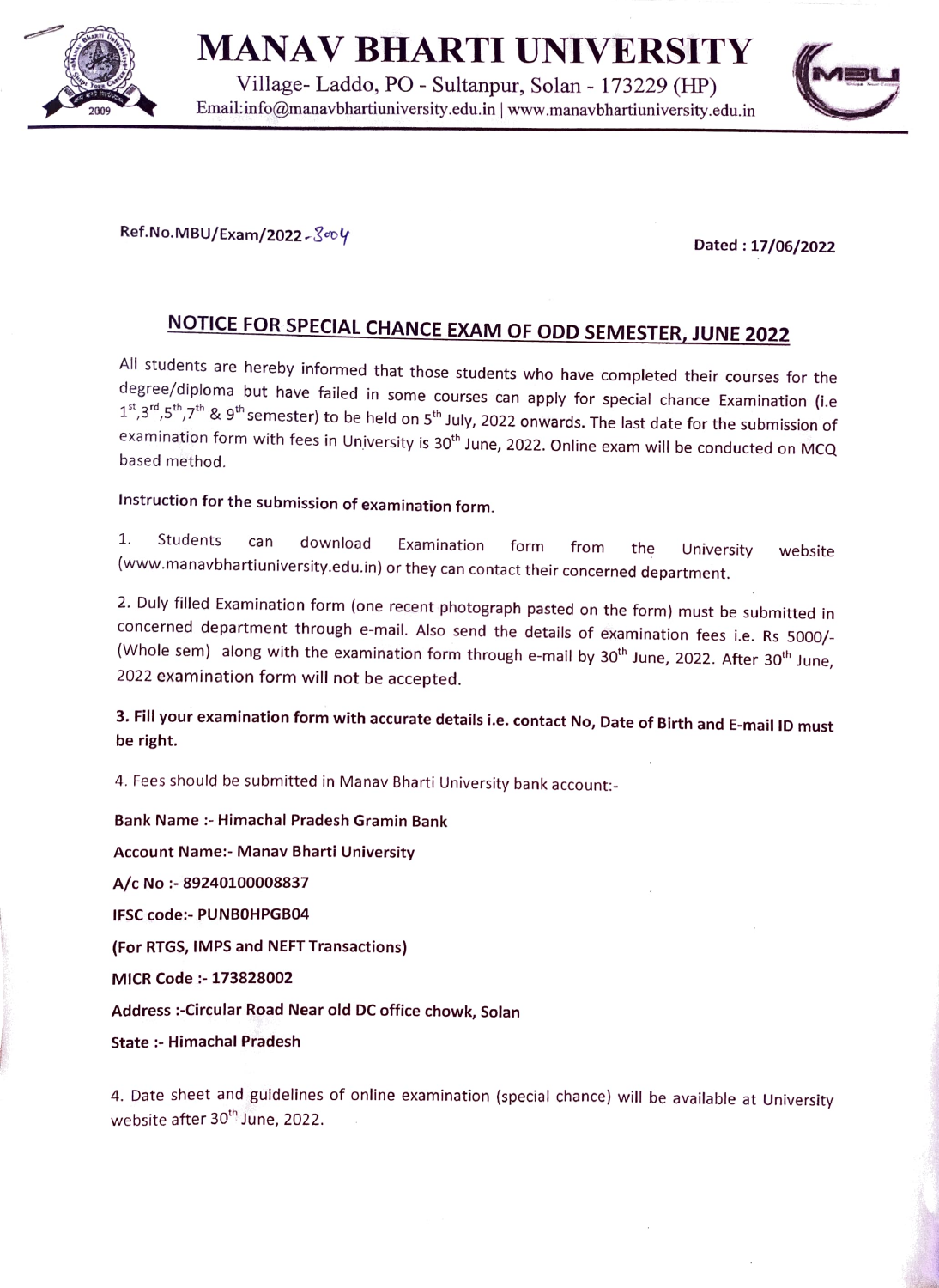# MANAV BHARTI UNIVERSITY

Village- Laddo, PO - Sultanpur, Solan - 173229 (HP)

Email:info@manavbhartiuniversity.edu.in | www.manavbhartiuniversity.edu.in

Ref.No.MBU/Exam/2022-3004

Dated : 17/06/2022

## NOTICE FOR SPECIAL CHANCE EXAM OF ODD SEMESTER, JUNE 2022

All students are hereby informed that those students who have completed their courses for the degree/diploma but have failed in some courses can apply for special chance Examination (i.e 1st,3rd,5th,7th & 9th semester) to be held on 5th July, 2022 onwards. The last date for the submission of examination form with fees in University is 30th June, 2022. Online exam will be conducted on MCQ based method.

**Instruction for the submission of examination form.**

1. Students can download Examination form from the University website (www.manavbhartiuniversity.edu.in) or they can contact their concerned department.

2. Duly filled Examination form (one recent photograph pasted on the form) must be submitted in concerned department through e-mail. Also send the details of examination fees i.e. Rs 5000/- (Whole sem) along with the examination form through e-mail by 30th June, 2022. After 30th June, 2022 examination form will not be accepted.

**3. Fill your examination form with accurate details i.e. contact No, Date of Birth and E-mail ID must be right.**

4. Fees should be submitted in Manav Bharti University bank account:-

**Bank Name :- Himachal Pradesh Gramin Bank**

**Account Name:- Manav Bharti University**

**A/c No :- 89240100008837**

**IFSC code:- PUNB0HPGB04**

**(For RTGS, IMPS and NEFT Transactions)**

**MICR Code :- 173828002**

**Address :-Circular Road Near old DC office chowk, Solan**

**State :- Himachal Pradesh**

4. Date sheet and guidelines of online examination (special chance) will be available at University website after 30th June, 2022.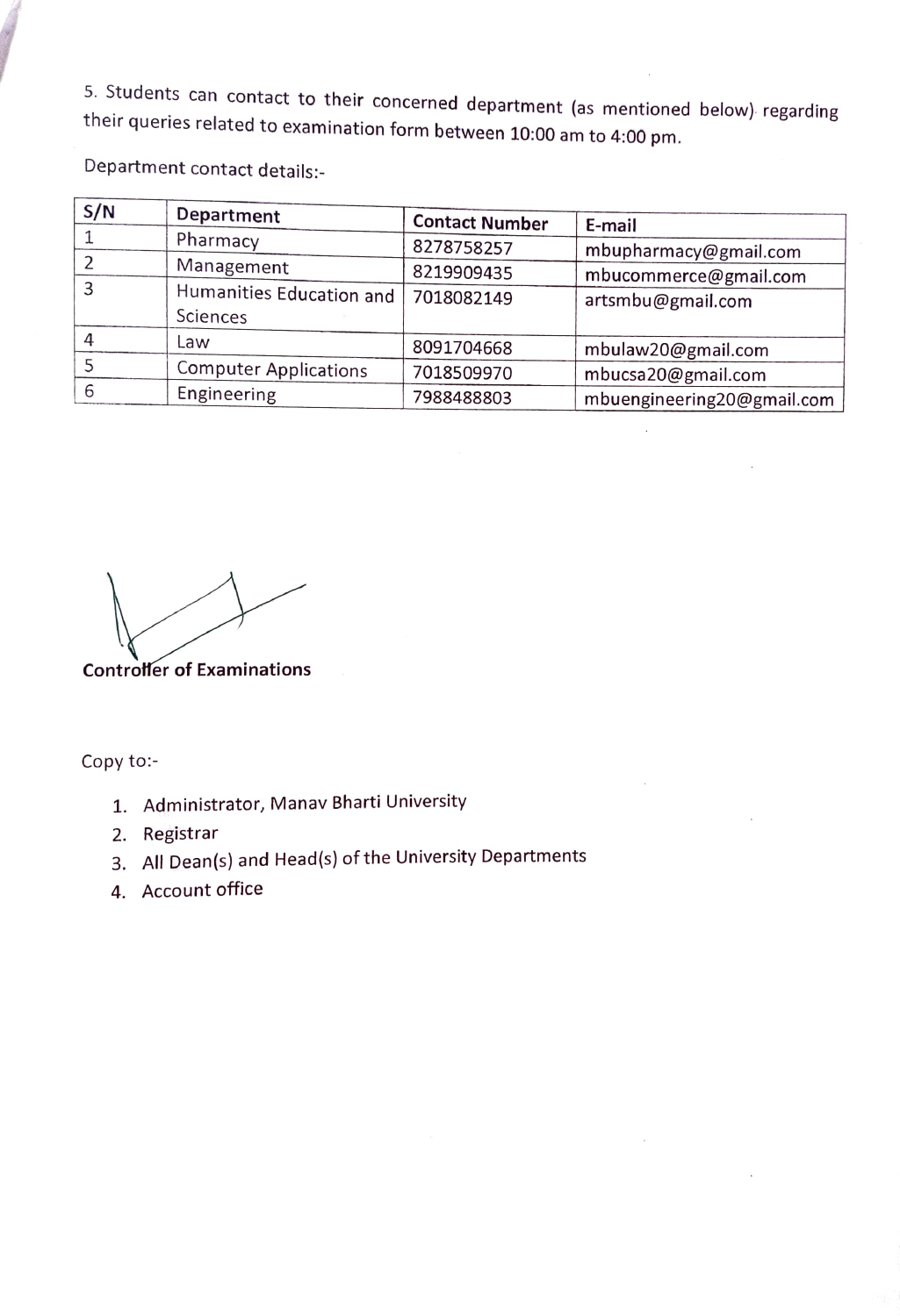5. Students can contact to their concerned department (as mentioned below) regarding their queries related to examination form between 10:00 am to 4:00 pm.

Department contact details:-

| S/N | Department | Contact Number | E-mail |
|---|---|---|---|
| 1 | Pharmacy | 8278758257 | mbupharmacy@gmail.com |
| 2 | Management | 8219909435 | mbucommerce@gmail.com |
| 3 | Humanities Education and Sciences | 7018082149 | artsmbu@gmail.com |
| 4 | Law | 8091704668 | mbulaw20@gmail.com |
| 5 | Computer Applications | 7018509970 | mbucsa20@gmail.com |
| 6 | Engineering | 7988488803 | mbuengineering20@gmail.com |

**Controller of Examinations**

Copy to:-

1. Administrator, Manav Bharti University
2. Registrar
3. All Dean(s) and Head(s) of the University Departments
4. Account office